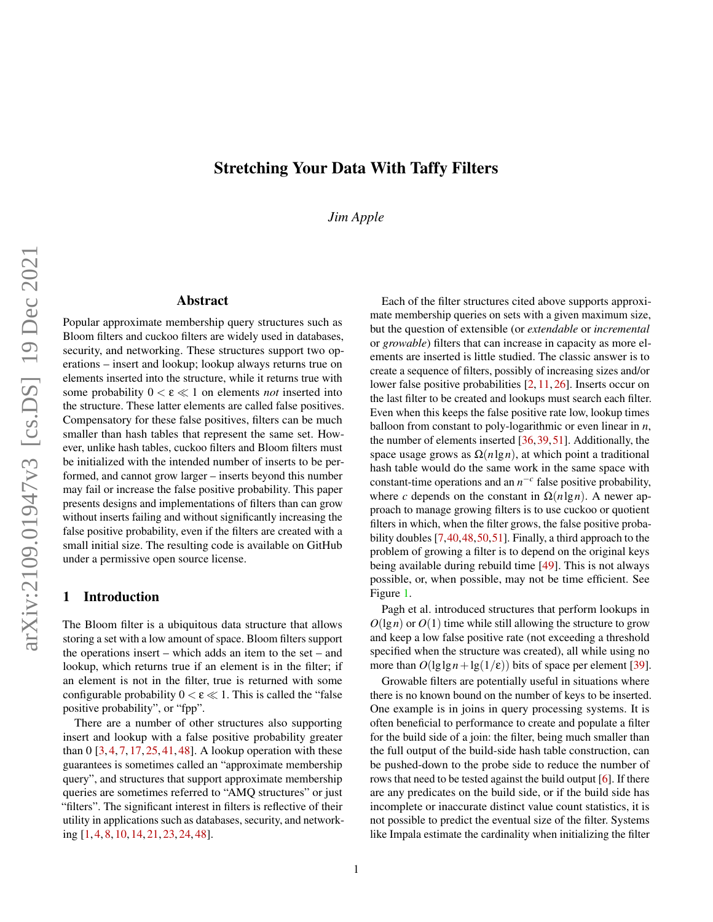# Stretching Your Data With Taffy Filters

*Jim Apple*

## Abstract

Popular approximate membership query structures such as Bloom filters and cuckoo filters are widely used in databases, security, and networking. These structures support two operations – insert and lookup; lookup always returns true on elements inserted into the structure, while it returns true with some probability $0 < \varepsilon \ll 1$ on elements *not* inserted into the structure. These latter elements are called false positives. Compensatory for these false positives, filters can be much smaller than hash tables that represent the same set. However, unlike hash tables, cuckoo filters and Bloom filters must be initialized with the intended number of inserts to be performed, and cannot grow larger – inserts beyond this number may fail or increase the false positive probability. This paper presents designs and implementations of filters than can grow without inserts failing and without significantly increasing the false positive probability, even if the filters are created with a small initial size. The resulting code is available on GitHub under a permissive open source license.

## 1 Introduction

The Bloom filter is a ubiquitous data structure that allows storing a set with a low amount of space. Bloom filters support the operations insert – which adds an item to the set – and lookup, which returns true if an element is in the filter; if an element is not in the filter, true is returned with some configurable probability $0 < \varepsilon \ll 1$. This is called the "false positive probability", or "fpp".

There are a number of other structures also supporting insert and lookup with a false positive probability greater than 0 [3, 4, 7, 17, 25, 41, 48]. A lookup operation with these guarantees is sometimes called an "approximate membership query", and structures that support approximate membership queries are sometimes referred to "AMQ structures" or just "filters". The significant interest in filters is reflective of their utility in applications such as databases, security, and networking [1, 4, 8, 10, 14, 21, 23, 24, 48].

Each of the filter structures cited above supports approximate membership queries on sets with a given maximum size, but the question of extensible (or *extendable* or *incremental* or *growable*) filters that can increase in capacity as more elements are inserted is little studied. The classic answer is to create a sequence of filters, possibly of increasing sizes and/or lower false positive probabilities [2, 11, 26]. Inserts occur on the last filter to be created and lookups must search each filter. Even when this keeps the false positive rate low, lookup times balloon from constant to poly-logarithmic or even linear in $n$, the number of elements inserted [36, 39, 51]. Additionally, the space usage grows as $\Omega(n \lg n)$, at which point a traditional hash table would do the same work in the same space with constant-time operations and an $n^{-c}$ false positive probability, where $c$ depends on the constant in $\Omega(n \lg n)$. A newer approach to manage growing filters is to use cuckoo or quotient filters in which, when the filter grows, the false positive probability doubles [7, 40, 48, 50, 51]. Finally, a third approach to the problem of growing a filter is to depend on the original keys being available during rebuild time [49]. This is not always possible, or, when possible, may not be time efficient. See Figure 1.

Pagh et al. introduced structures that perform lookups in $O(\lg n)$ or $O(1)$ time while still allowing the structure to grow and keep a low false positive rate (not exceeding a threshold specified when the structure was created), all while using no more than $O(\lg \lg n + \lg(1/\varepsilon))$ bits of space per element [39].

Growable filters are potentially useful in situations where there is no known bound on the number of keys to be inserted. One example is in joins in query processing systems. It is often beneficial to performance to create and populate a filter for the build side of a join: the filter, being much smaller than the full output of the build-side hash table construction, can be pushed-down to the probe side to reduce the number of rows that need to be tested against the build output [6]. If there are any predicates on the build side, or if the build side has incomplete or inaccurate distinct value count statistics, it is not possible to predict the eventual size of the filter. Systems like Impala estimate the cardinality when initializing the filter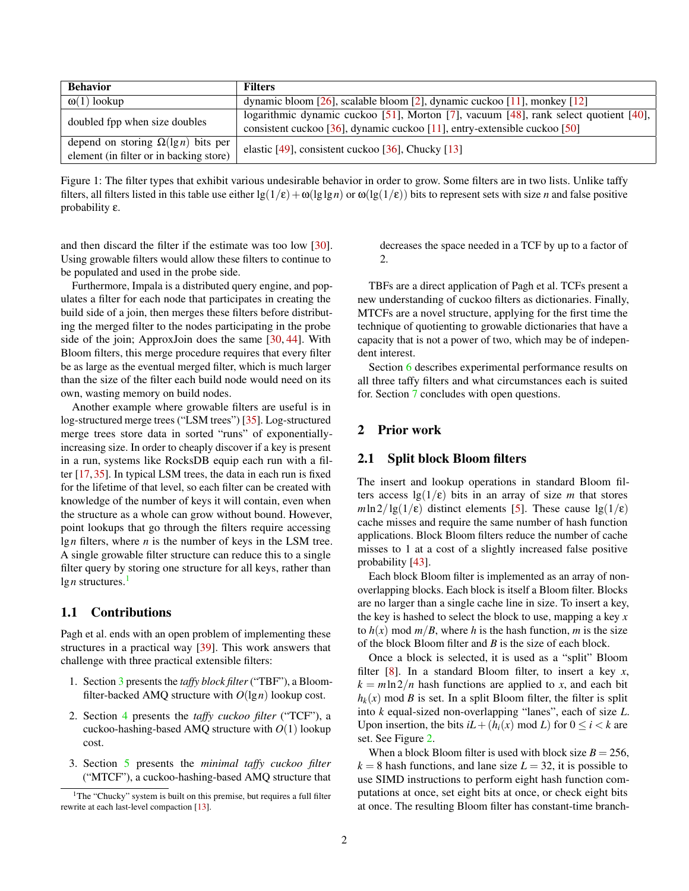| Behavior | Filters |
|---|---|
| $\omega(1)$ lookup | dynamic bloom [26], scalable bloom [2], dynamic cuckoo [11], monkey [12] |
| doubled fpp when size doubles | logarithmic dynamic cuckoo [51], Morton [7], vacuum [48], rank select quotient [40], consistent cuckoo [36], dynamic cuckoo [11], entry-extensible cuckoo [50] |
| depend on storing $\Omega(\lg n)$ bits per element (in filter or in backing store) | elastic [49], consistent cuckoo [36], Chucky [13] |

Figure 1: The filter types that exhibit various undesirable behavior in order to grow. Some filters are in two lists. Unlike taffy filters, all filters listed in this table use either $\lg(1/\varepsilon) + \omega(\lg\lg n)$ or $\omega(\lg(1/\varepsilon))$ bits to represent sets with size $n$ and false positive probability $\varepsilon$.

and then discard the filter if the estimate was too low [30]. Using growable filters would allow these filters to continue to be populated and used in the probe side.

Furthermore, Impala is a distributed query engine, and populates a filter for each node that participates in creating the build side of a join, then merges these filters before distributing the merged filter to the nodes participating in the probe side of the join; ApproxJoin does the same [30, 44]. With Bloom filters, this merge procedure requires that every filter be as large as the eventual merged filter, which is much larger than the size of the filter each build node would need on its own, wasting memory on build nodes.

Another example where growable filters are useful is in log-structured merge trees ("LSM trees") [35]. Log-structured merge trees store data in sorted "runs" of exponentially-increasing size. In order to cheaply discover if a key is present in a run, systems like RocksDB equip each run with a filter [17, 35]. In typical LSM trees, the data in each run is fixed for the lifetime of that level, so each filter can be created with knowledge of the number of keys it will contain, even when the structure as a whole can grow without bound. However, point lookups that go through the filters require accessing $\lg n$ filters, where $n$ is the number of keys in the LSM tree. A single growable filter structure can reduce this to a single filter query by storing one structure for all keys, rather than $\lg n$ structures.[1]

## 1.1 Contributions

Pagh et al. ends with an open problem of implementing these structures in a practical way [39]. This work answers that challenge with three practical extensible filters:

1. Section 3 presents the *taffy block filter* ("TBF"), a Bloom-filter-backed AMQ structure with $O(\lg n)$ lookup cost.
2. Section 4 presents the *taffy cuckoo filter* ("TCF"), a cuckoo-hashing-based AMQ structure with $O(1)$ lookup cost.
3. Section 5 presents the *minimal taffy cuckoo filter* ("MTCF"), a cuckoo-hashing-based AMQ structure that decreases the space needed in a TCF by up to a factor of 2.

TBFs are a direct application of Pagh et al. TCFs present a new understanding of cuckoo filters as dictionaries. Finally, MTCFs are a novel structure, applying for the first time the technique of quotienting to growable dictionaries that have a capacity that is not a power of two, which may be of independent interest.

Section 6 describes experimental performance results on all three taffy filters and what circumstances each is suited for. Section 7 concludes with open questions.

# 2 Prior work

## 2.1 Split block Bloom filters

The insert and lookup operations in standard Bloom filters access $\lg(1/\varepsilon)$ bits in an array of size $m$ that stores $m \ln 2/\lg(1/\varepsilon)$ distinct elements [5]. These cause $\lg(1/\varepsilon)$ cache misses and require the same number of hash function applications. Block Bloom filters reduce the number of cache misses to 1 at a cost of a slightly increased false positive probability [43].

Each block Bloom filter is implemented as an array of non-overlapping blocks. Each block is itself a Bloom filter. Blocks are no larger than a single cache line in size. To insert a key, the key is hashed to select the block to use, mapping a key $x$ to $h(x) \bmod m/B$, where $h$ is the hash function, $m$ is the size of the block Bloom filter and $B$ is the size of each block.

Once a block is selected, it is used as a "split" Bloom filter [8]. In a standard Bloom filter, to insert a key $x$, $k = m \ln 2/n$ hash functions are applied to $x$, and each bit $h_k(x) \bmod B$ is set. In a split Bloom filter, the filter is split into $k$ equal-sized non-overlapping "lanes", each of size $L$. Upon insertion, the bits $iL + (h_i(x) \bmod L)$ for $0 \leq i < k$ are set. See Figure 2.

When a block Bloom filter is used with block size $B = 256$, $k = 8$ hash functions, and lane size $L = 32$, it is possible to use SIMD instructions to perform eight hash function computations at once, set eight bits at once, or check eight bits at once. The resulting Bloom filter has constant-time branch-

[1] The "Chucky" system is built on this premise, but requires a full filter rewrite at each last-level compaction [13].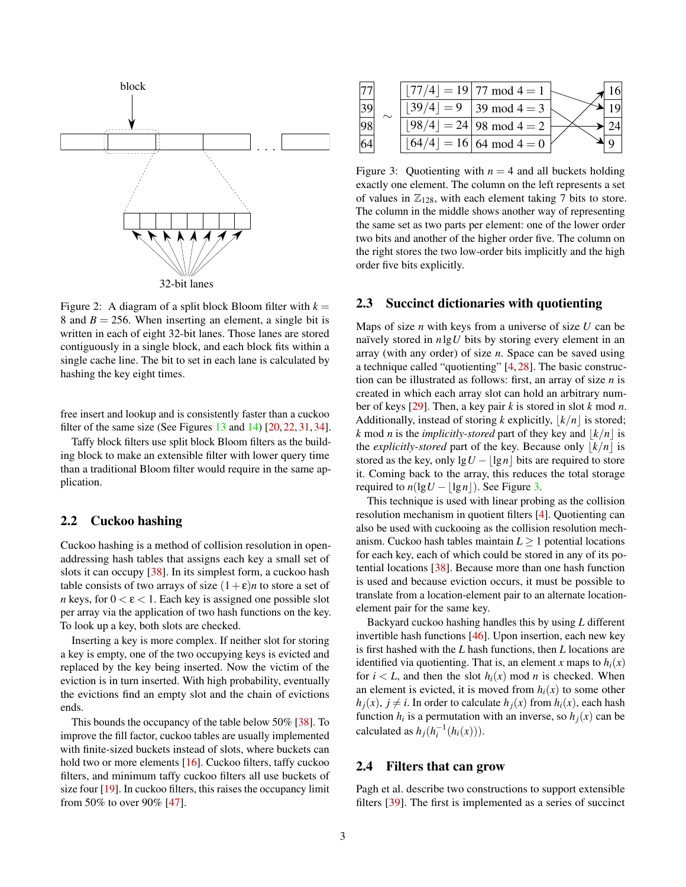Figure 2: A diagram of a split block Bloom filter with $k = 8$ and $B = 256$. When inserting an element, a single bit is written in each of eight 32-bit lanes. Those lanes are stored contiguously in a single block, and each block fits within a single cache line. The bit to set in each lane is calculated by hashing the key eight times.

free insert and lookup and is consistently faster than a cuckoo filter of the same size (See Figures 13 and 14) [20, 22, 31, 34].

Taffy block filters use split block Bloom filters as the building block to make an extensible filter with lower query time than a traditional Bloom filter would require in the same application.

## 2.2 Cuckoo hashing

Cuckoo hashing is a method of collision resolution in open-addressing hash tables that assigns each key a small set of slots it can occupy [38]. In its simplest form, a cuckoo hash table consists of two arrays of size $(1+\varepsilon)n$ to store a set of $n$ keys, for $0 < \varepsilon < 1$. Each key is assigned one possible slot per array via the application of two hash functions on the key. To look up a key, both slots are checked.

Inserting a key is more complex. If neither slot for storing a key is empty, one of the two occupying keys is evicted and replaced by the key being inserted. Now the victim of the eviction is in turn inserted. With high probability, eventually the evictions find an empty slot and the chain of evictions ends.

This bounds the occupancy of the table below 50% [38]. To improve the fill factor, cuckoo tables are usually implemented with finite-sized buckets instead of slots, where buckets can hold two or more elements [16]. Cuckoo filters, taffy cuckoo filters, and minimum taffy cuckoo filters all use buckets of size four [19]. In cuckoo filters, this raises the occupancy limit from 50% to over 90% [47].

| | | | | |
|---|---|---|---|---|
| 77 | ~ | $\lfloor 77/4 \rfloor = 19$ | $77 \bmod 4 = 1$ | 16 |
| 39 | | $\lfloor 39/4 \rfloor = 9$ | $39 \bmod 4 = 3$ | 19 |
| 98 | | $\lfloor 98/4 \rfloor = 24$ | $98 \bmod 4 = 2$ | 24 |
| 64 | | $\lfloor 64/4 \rfloor = 16$ | $64 \bmod 4 = 0$ | 9 |

Figure 3: Quotienting with $n = 4$ and all buckets holding exactly one element. The column on the left represents a set of values in $\mathbb{Z}_{128}$, with each element taking 7 bits to store. The column in the middle shows another way of representing the same set as two parts per element: one of the lower order two bits and another of the higher order five. The column on the right stores the two low-order bits implicitly and the high order five bits explicitly.

## 2.3 Succinct dictionaries with quotienting

Maps of size $n$ with keys from a universe of size $U$ can be naïvely stored in $n \lg U$ bits by storing every element in an array (with any order) of size $n$. Space can be saved using a technique called "quotienting" [4, 28]. The basic construction can be illustrated as follows: first, an array of size $n$ is created in which each array slot can hold an arbitrary number of keys [29]. Then, a key pair $k$ is stored in slot $k \bmod n$. Additionally, instead of storing $k$ explicitly, $\lfloor k/n \rfloor$ is stored; $k \bmod n$ is the *implicitly-stored* part of they key and $\lfloor k/n \rfloor$ is the *explicitly-stored* part of the key. Because only $\lfloor k/n \rfloor$ is stored as the key, only $\lg U - \lfloor \lg n \rfloor$ bits are required to store it. Coming back to the array, this reduces the total storage required to $n(\lg U - \lfloor \lg n \rfloor)$. See Figure 3.

This technique is used with linear probing as the collision resolution mechanism in quotient filters [4]. Quotienting can also be used with cuckooing as the collision resolution mechanism. Cuckoo hash tables maintain $L \geq 1$ potential locations for each key, each of which could be stored in any of its potential locations [38]. Because more than one hash function is used and because eviction occurs, it must be possible to translate from a location-element pair to an alternate location-element pair for the same key.

Backyard cuckoo hashing handles this by using $L$ different invertible hash functions [46]. Upon insertion, each new key is first hashed with the $L$ hash functions, then $L$ locations are identified via quotienting. That is, an element $x$ maps to $h_i(x)$ for $i < L$, and then the slot $h_i(x) \bmod n$ is checked. When an element is evicted, it is moved from $h_i(x)$ to some other $h_j(x)$, $j \neq i$. In order to calculate $h_j(x)$ from $h_i(x)$, each hash function $h_i$ is a permutation with an inverse, so $h_j(x)$ can be calculated as $h_j(h_i^{-1}(h_i(x)))$.

## 2.4 Filters that can grow

Pagh et al. describe two constructions to support extensible filters [39]. The first is implemented as a series of succinct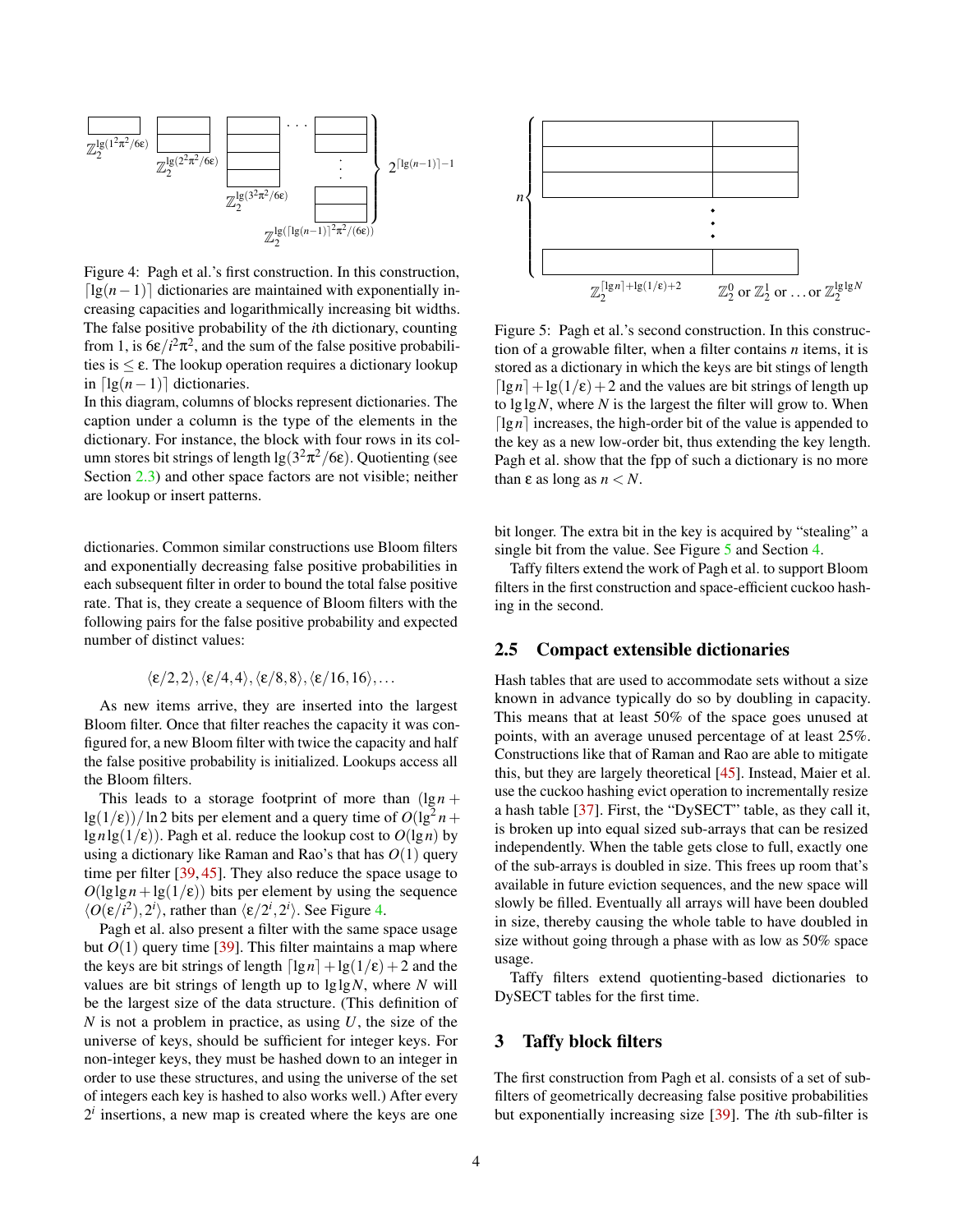Figure 4: Pagh et al.'s first construction. In this construction, $\lceil \lg(n-1) \rceil$ dictionaries are maintained with exponentially increasing capacities and logarithmically increasing bit widths. The false positive probability of the $i$th dictionary, counting from 1, is $6\varepsilon/i^2\pi^2$, and the sum of the false positive probabilities is $\leq \varepsilon$. The lookup operation requires a dictionary lookup in $\lceil \lg(n-1) \rceil$ dictionaries.

In this diagram, columns of blocks represent dictionaries. The caption under a column is the type of the elements in the dictionary. For instance, the block with four rows in its column stores bit strings of length $\lg(3^2\pi^2/6\varepsilon)$. Quotienting (see Section 2.3) and other space factors are not visible; neither are lookup or insert patterns.

dictionaries. Common similar constructions use Bloom filters and exponentially decreasing false positive probabilities in each subsequent filter in order to bound the total false positive rate. That is, they create a sequence of Bloom filters with the following pairs for the false positive probability and expected number of distinct values:

$$\langle \varepsilon/2, 2 \rangle, \langle \varepsilon/4, 4 \rangle, \langle \varepsilon/8, 8 \rangle, \langle \varepsilon/16, 16 \rangle, \ldots$$

As new items arrive, they are inserted into the largest Bloom filter. Once that filter reaches the capacity it was configured for, a new Bloom filter with twice the capacity and half the false positive probability is initialized. Lookups access all the Bloom filters.

This leads to a storage footprint of more than $(\lg n + \lg(1/\varepsilon))/\ln 2$ bits per element and a query time of $O(\lg^2 n + \lg n \lg(1/\varepsilon))$. Pagh et al. reduce the lookup cost to $O(\lg n)$ by using a dictionary like Raman and Rao's that has $O(1)$ query time per filter [39, 45]. They also reduce the space usage to $O(\lg \lg n + \lg(1/\varepsilon))$ bits per element by using the sequence $\langle O(\varepsilon/i^2), 2^i \rangle$, rather than $\langle \varepsilon/2^i, 2^i \rangle$. See Figure 4.

Pagh et al. also present a filter with the same space usage but $O(1)$ query time [39]. This filter maintains a map where the keys are bit strings of length $\lceil \lg n \rceil + \lg(1/\varepsilon) + 2$ and the values are bit strings of length up to $\lg \lg N$, where $N$ will be the largest size of the data structure. (This definition of $N$ is not a problem in practice, as using $U$, the size of the universe of keys, should be sufficient for integer keys. For non-integer keys, they must be hashed down to an integer in order to use these structures, and using the universe of the set of integers each key is hashed to also works well.) After every $2^i$ insertions, a new map is created where the keys are one bit longer. The extra bit in the key is acquired by "stealing" a single bit from the value. See Figure 5 and Section 4.

Figure 5: Pagh et al.'s second construction. In this construction of a growable filter, when a filter contains $n$ items, it is stored as a dictionary in which the keys are bit stings of length $\lceil \lg n \rceil + \lg(1/\varepsilon) + 2$ and the values are bit strings of length up to $\lg \lg N$, where $N$ is the largest the filter will grow to. When $\lceil \lg n \rceil$ increases, the high-order bit of the value is appended to the key as a new low-order bit, thus extending the key length. Pagh et al. show that the fpp of such a dictionary is no more than $\varepsilon$ as long as $n < N$.

Taffy filters extend the work of Pagh et al. to support Bloom filters in the first construction and space-efficient cuckoo hashing in the second.

## 2.5 Compact extensible dictionaries

Hash tables that are used to accommodate sets without a size known in advance typically do so by doubling in capacity. This means that at least 50% of the space goes unused at points, with an average unused percentage of at least 25%. Constructions like that of Raman and Rao are able to mitigate this, but they are largely theoretical [45]. Instead, Maier et al. use the cuckoo hashing evict operation to incrementally resize a hash table [37]. First, the "DySECT" table, as they call it, is broken up into equal sized sub-arrays that can be resized independently. When the table gets close to full, exactly one of the sub-arrays is doubled in size. This frees up room that's available in future eviction sequences, and the new space will slowly be filled. Eventually all arrays will have been doubled in size, thereby causing the whole table to have doubled in size without going through a phase with as low as 50% space usage.

Taffy filters extend quotienting-based dictionaries to DySECT tables for the first time.

# 3 Taffy block filters

The first construction from Pagh et al. consists of a set of subfilters of geometrically decreasing false positive probabilities but exponentially increasing size [39]. The $i$th sub-filter is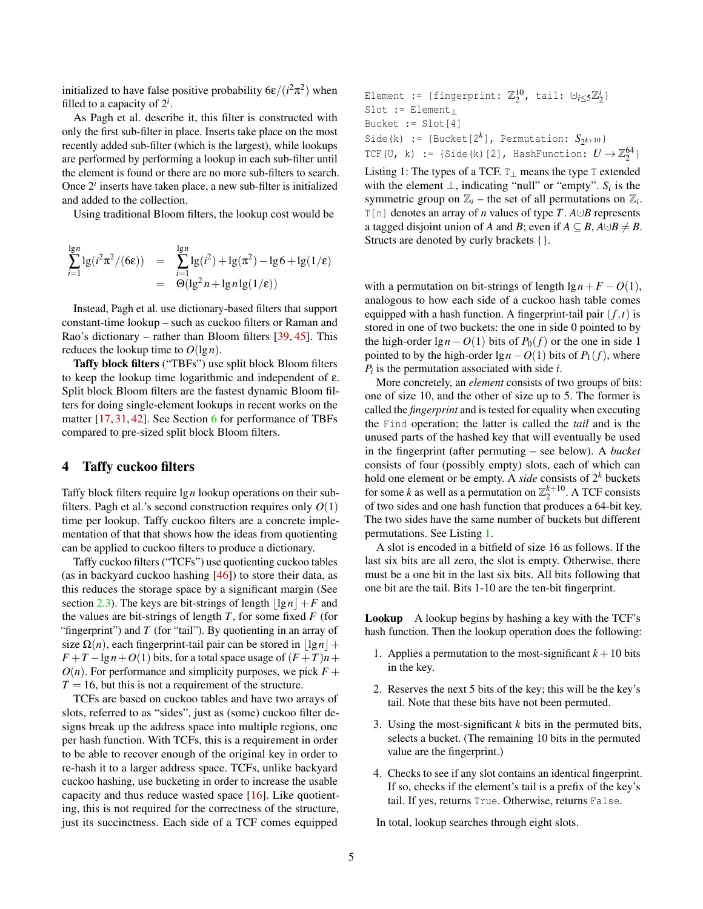initialized to have false positive probability $6\varepsilon/(i^2\pi^2)$ when filled to a capacity of $2^i$.

As Pagh et al. describe it, this filter is constructed with only the first sub-filter in place. Inserts take place on the most recently added sub-filter (which is the largest), while lookups are performed by performing a lookup in each sub-filter until the element is found or there are no more sub-filters to search. Once $2^i$ inserts have taken place, a new sub-filter is initialized and added to the collection.

Using traditional Bloom filters, the lookup cost would be

$$
\begin{aligned}
\sum_{i=1}^{\lg n} \lg(i^2\pi^2/(6\varepsilon)) &= \sum_{i=1}^{\lg n} \lg(i^2) + \lg(\pi^2) - \lg 6 + \lg(1/\varepsilon) \\
&= \Theta(\lg^2 n + \lg n \lg(1/\varepsilon))
\end{aligned}
$$

Instead, Pagh et al. use dictionary-based filters that support constant-time lookup – such as cuckoo filters or Raman and Rao's dictionary – rather than Bloom filters [39, 45]. This reduces the lookup time to $O(\lg n)$.

**Taffy block filters** ("TBFs") use split block Bloom filters to keep the lookup time logarithmic and independent of $\varepsilon$. Split block Bloom filters are the fastest dynamic Bloom filters for doing single-element lookups in recent works on the matter [17, 31, 42]. See Section 6 for performance of TBFs compared to pre-sized split block Bloom filters.

# 4 Taffy cuckoo filters

Taffy block filters require $\lg n$ lookup operations on their sub-filters. Pagh et al.'s second construction requires only $O(1)$ time per lookup. Taffy cuckoo filters are a concrete implementation of that that shows how the ideas from quotienting can be applied to cuckoo filters to produce a dictionary.

Taffy cuckoo filters ("TCFs") use quotienting cuckoo tables (as in backyard cuckoo hashing [46]) to store their data, as this reduces the storage space by a significant margin (See section 2.3). The keys are bit-strings of length $\lfloor \lg n \rfloor + F$ and the values are bit-strings of length $T$, for some fixed $F$ (for "fingerprint") and $T$ (for "tail"). By quotienting in an array of size $\Omega(n)$, each fingerprint-tail pair can be stored in $\lfloor \lg n \rfloor + F + T - \lg n + O(1)$ bits, for a total space usage of $(F+T)n + O(n)$. For performance and simplicity purposes, we pick $F + T = 16$, but this is not a requirement of the structure.

TCFs are based on cuckoo tables and have two arrays of slots, referred to as "sides", just as (some) cuckoo filter designs break up the address space into multiple regions, one per hash function. With TCFs, this is a requirement in order to be able to recover enough of the original key in order to re-hash it to a larger address space. TCFs, unlike backyard cuckoo hashing, use bucketing in order to increase the usable capacity and thus reduce wasted space [16]. Like quotienting, this is not required for the correctness of the structure, just its succinctness. Each side of a TCF comes equipped with a permutation on bit-strings of length $\lg n + F - O(1)$, analogous to how each side of a cuckoo hash table comes equipped with a hash function. A fingerprint-tail pair $(f, t)$ is stored in one of two buckets: the one in side 0 pointed to by the high-order $\lg n - O(1)$ bits of $P_0(f)$ or the one in side 1 pointed to by the high-order $\lg n - O(1)$ bits of $P_1(f)$, where $P_i$ is the permutation associated with side $i$.

```
Element := {fingerprint: Z_2^10, tail: ⊎_{i≤5} Z_2^i}
Slot := Element_⊥
Bucket := Slot[4]
Side(k) := {Bucket[2^k], Permutation: S_{2^{k+10}}}
TCF(U, k) := {Side(k)[2], HashFunction: U → Z_2^64}
```

Listing 1: The types of a TCF. $\texttt{T}_\perp$ means the type `T` extended with the element $\perp$, indicating "null" or "empty". $S_i$ is the symmetric group on $\mathbb{Z}_i$ – the set of all permutations on $\mathbb{Z}_i$. `T[n]` denotes an array of $n$ values of type $T$. $A \uplus B$ represents a tagged disjoint union of $A$ and $B$; even if $A \subseteq B$, $A \uplus B \neq B$. Structs are denoted by curly brackets {}.

More concretely, an *element* consists of two groups of bits: one of size 10, and the other of size up to 5. The former is called the *fingerprint* and is tested for equality when executing the `Find` operation; the latter is called the *tail* and is the unused parts of the hashed key that will eventually be used in the fingerprint (after permuting – see below). A *bucket* consists of four (possibly empty) slots, each of which can hold one element or be empty. A *side* consists of $2^k$ buckets for some $k$ as well as a permutation on $\mathbb{Z}_2^{k+10}$. A TCF consists of two sides and one hash function that produces a 64-bit key. The two sides have the same number of buckets but different permutations. See Listing 1.

A slot is encoded in a bitfield of size 16 as follows. If the last six bits are all zero, the slot is empty. Otherwise, there must be a one bit in the last six bits. All bits following that one bit are the tail. Bits 1-10 are the ten-bit fingerprint.

**Lookup** A lookup begins by hashing a key with the TCF's hash function. Then the lookup operation does the following:

1. Applies a permutation to the most-significant $k+10$ bits in the key.
2. Reserves the next 5 bits of the key; this will be the key's tail. Note that these bits have not been permuted.
3. Using the most-significant $k$ bits in the permuted bits, selects a bucket. (The remaining 10 bits in the permuted value are the fingerprint.)
4. Checks to see if any slot contains an identical fingerprint. If so, checks if the element's tail is a prefix of the key's tail. If yes, returns `True`. Otherwise, returns `False`.

In total, lookup searches through eight slots.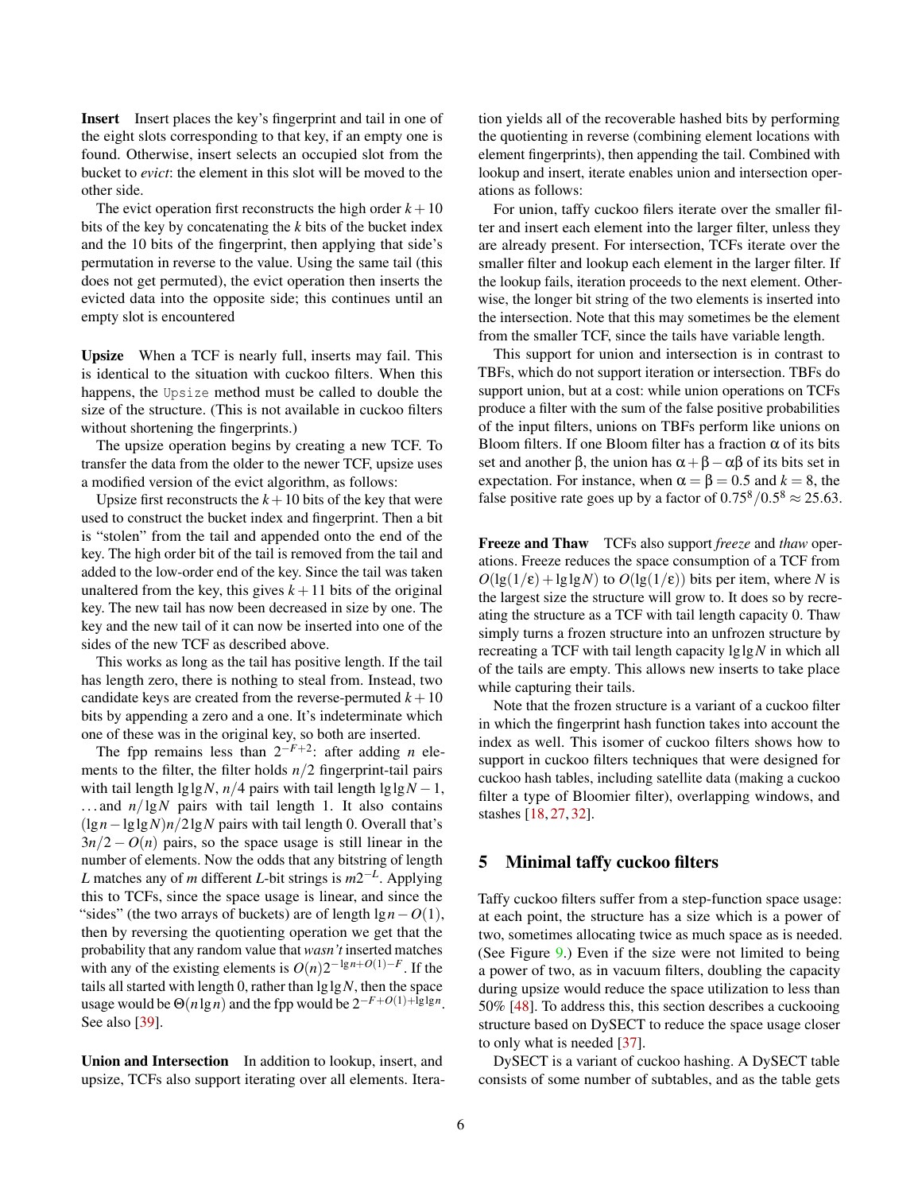**Insert** Insert places the key's fingerprint and tail in one of the eight slots corresponding to that key, if an empty one is found. Otherwise, insert selects an occupied slot from the bucket to *evict*: the element in this slot will be moved to the other side.

The evict operation first reconstructs the high order $k+10$ bits of the key by concatenating the $k$ bits of the bucket index and the 10 bits of the fingerprint, then applying that side's permutation in reverse to the value. Using the same tail (this does not get permuted), the evict operation then inserts the evicted data into the opposite side; this continues until an empty slot is encountered

**Upsize** When a TCF is nearly full, inserts may fail. This is identical to the situation with cuckoo filters. When this happens, the `Upsize` method must be called to double the size of the structure. (This is not available in cuckoo filters without shortening the fingerprints.)

The upsize operation begins by creating a new TCF. To transfer the data from the older to the newer TCF, upsize uses a modified version of the evict algorithm, as follows:

Upsize first reconstructs the $k+10$ bits of the key that were used to construct the bucket index and fingerprint. Then a bit is "stolen" from the tail and appended onto the end of the key. The high order bit of the tail is removed from the tail and added to the low-order end of the key. Since the tail was taken unaltered from the key, this gives $k+11$ bits of the original key. The new tail has now been decreased in size by one. The key and the new tail of it can now be inserted into one of the sides of the new TCF as described above.

This works as long as the tail has positive length. If the tail has length zero, there is nothing to steal from. Instead, two candidate keys are created from the reverse-permuted $k+10$ bits by appending a zero and a one. It's indeterminate which one of these was in the original key, so both are inserted.

The fpp remains less than $2^{-F+2}$: after adding $n$ elements to the filter, the filter holds $n/2$ fingerprint-tail pairs with tail length $\lg\lg N$, $n/4$ pairs with tail length $\lg\lg N - 1$, ...and $n/\lg N$ pairs with tail length 1. It also contains $(\lg n - \lg\lg N)n/2\lg N$ pairs with tail length 0. Overall that's $3n/2 - O(n)$ pairs, so the space usage is still linear in the number of elements. Now the odds that any bitstring of length $L$ matches any of $m$ different $L$-bit strings is $m2^{-L}$. Applying this to TCFs, since the space usage is linear, and since the "sides" (the two arrays of buckets) are of length $\lg n - O(1)$, then by reversing the quotienting operation we get that the probability that any random value that *wasn't* inserted matches with any of the existing elements is $O(n)2^{-\lg n + O(1) - F}$. If the tails all started with length 0, rather than $\lg\lg N$, then the space usage would be $\Theta(n \lg n)$ and the fpp would be $2^{-F+O(1)+\lg\lg n}$. See also [39].

**Union and Intersection** In addition to lookup, insert, and upsize, TCFs also support iterating over all elements. Iteration yields all of the recoverable hashed bits by performing the quotienting in reverse (combining element locations with element fingerprints), then appending the tail. Combined with lookup and insert, iterate enables union and intersection operations as follows:

For union, taffy cuckoo filers iterate over the smaller filter and insert each element into the larger filter, unless they are already present. For intersection, TCFs iterate over the smaller filter and lookup each element in the larger filter. If the lookup fails, iteration proceeds to the next element. Otherwise, the longer bit string of the two elements is inserted into the intersection. Note that this may sometimes be the element from the smaller TCF, since the tails have variable length.

This support for union and intersection is in contrast to TBFs, which do not support iteration or intersection. TBFs do support union, but at a cost: while union operations on TCFs produce a filter with the sum of the false positive probabilities of the input filters, unions on TBFs perform like unions on Bloom filters. If one Bloom filter has a fraction $\alpha$ of its bits set and another $\beta$, the union has $\alpha + \beta - \alpha\beta$ of its bits set in expectation. For instance, when $\alpha = \beta = 0.5$ and $k = 8$, the false positive rate goes up by a factor of $0.75^8/0.5^8 \approx 25.63$.

**Freeze and Thaw** TCFs also support *freeze* and *thaw* operations. Freeze reduces the space consumption of a TCF from $O(\lg(1/\varepsilon) + \lg\lg N)$ to $O(\lg(1/\varepsilon))$ bits per item, where $N$ is the largest size the structure will grow to. It does so by recreating the structure as a TCF with tail length capacity 0. Thaw simply turns a frozen structure into an unfrozen structure by recreating a TCF with tail length capacity $\lg\lg N$ in which all of the tails are empty. This allows new inserts to take place while capturing their tails.

Note that the frozen structure is a variant of a cuckoo filter in which the fingerprint hash function takes into account the index as well. This isomer of cuckoo filters shows how to support in cuckoo filters techniques that were designed for cuckoo hash tables, including satellite data (making a cuckoo filter a type of Bloomier filter), overlapping windows, and stashes [18, 27, 32].

## 5 Minimal taffy cuckoo filters

Taffy cuckoo filters suffer from a step-function space usage: at each point, the structure has a size which is a power of two, sometimes allocating twice as much space as is needed. (See Figure 9.) Even if the size were not limited to being a power of two, as in vacuum filters, doubling the capacity during upsize would reduce the space utilization to less than 50% [48]. To address this, this section describes a cuckooing structure based on DySECT to reduce the space usage closer to only what is needed [37].

DySECT is a variant of cuckoo hashing. A DySECT table consists of some number of subtables, and as the table gets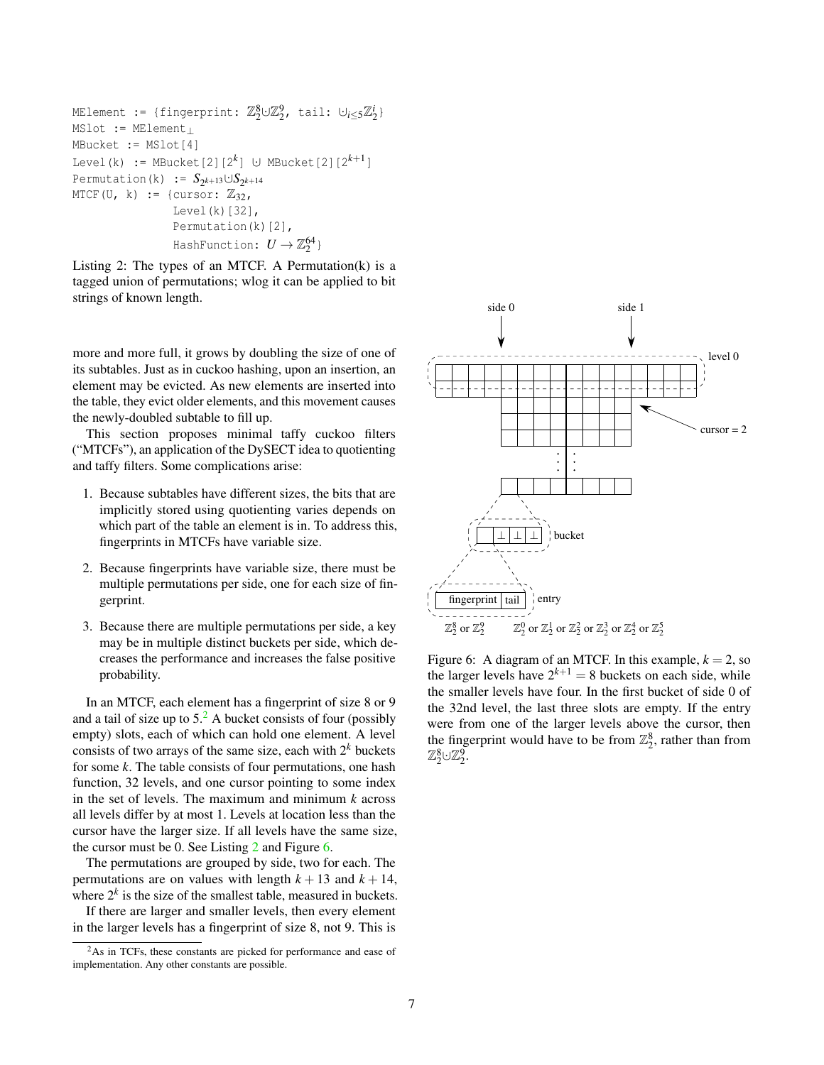```
MElement := {fingerprint: ℤ₂⁸⊎ℤ₂⁹, tail: ⊎_{i≤5}ℤ₂ⁱ}
MSlot := MElement⊥
MBucket := MSlot[4]
Level(k) := MBucket[2][2^k] ⊎ MBucket[2][2^{k+1}]
Permutation(k) := S_{2^{k+13}}⊎S_{2^{k+14}}
MTCF(U, k) := {cursor: ℤ₃₂,
               Level(k)[32],
               Permutation(k)[2],
               HashFunction: U → ℤ₂⁶⁴}
```

Listing 2: The types of an MTCF. A Permutation(k) is a tagged union of permutations; wlog it can be applied to bit strings of known length.

more and more full, it grows by doubling the size of one of its subtables. Just as in cuckoo hashing, upon an insertion, an element may be evicted. As new elements are inserted into the table, they evict older elements, and this movement causes the newly-doubled subtable to fill up.

This section proposes minimal taffy cuckoo filters ("MTCFs"), an application of the DySECT idea to quotienting and taffy filters. Some complications arise:

1. Because subtables have different sizes, the bits that are implicitly stored using quotienting varies depends on which part of the table an element is in. To address this, fingerprints in MTCFs have variable size.
2. Because fingerprints have variable size, there must be multiple permutations per side, one for each size of fingerprint.
3. Because there are multiple permutations per side, a key may be in multiple distinct buckets per side, which decreases the performance and increases the false positive probability.

In an MTCF, each element has a fingerprint of size 8 or 9 and a tail of size up to 5.[2] A bucket consists of four (possibly empty) slots, each of which can hold one element. A level consists of two arrays of the same size, each with $2^k$ buckets for some $k$. The table consists of four permutations, one hash function, 32 levels, and one cursor pointing to some index in the set of levels. The maximum and minimum $k$ across all levels differ by at most 1. Levels at location less than the cursor have the larger size. If all levels have the same size, the cursor must be 0. See Listing 2 and Figure 6.

The permutations are grouped by side, two for each. The permutations are on values with length $k+13$ and $k+14$, where $2^k$ is the size of the smallest table, measured in buckets.

If there are larger and smaller levels, then every element in the larger levels has a fingerprint of size 8, not 9. This is

Figure 6: A diagram of an MTCF. In this example, $k = 2$, so the larger levels have $2^{k+1} = 8$ buckets on each side, while the smaller levels have four. In the first bucket of side 0 of the 32nd level, the last three slots are empty. If the entry were from one of the larger levels above the cursor, then the fingerprint would have to be from $\mathbb{Z}_2^8$, rather than from $\mathbb{Z}_2^8 \uplus \mathbb{Z}_2^9$.

[2] As in TCFs, these constants are picked for performance and ease of implementation. Any other constants are possible.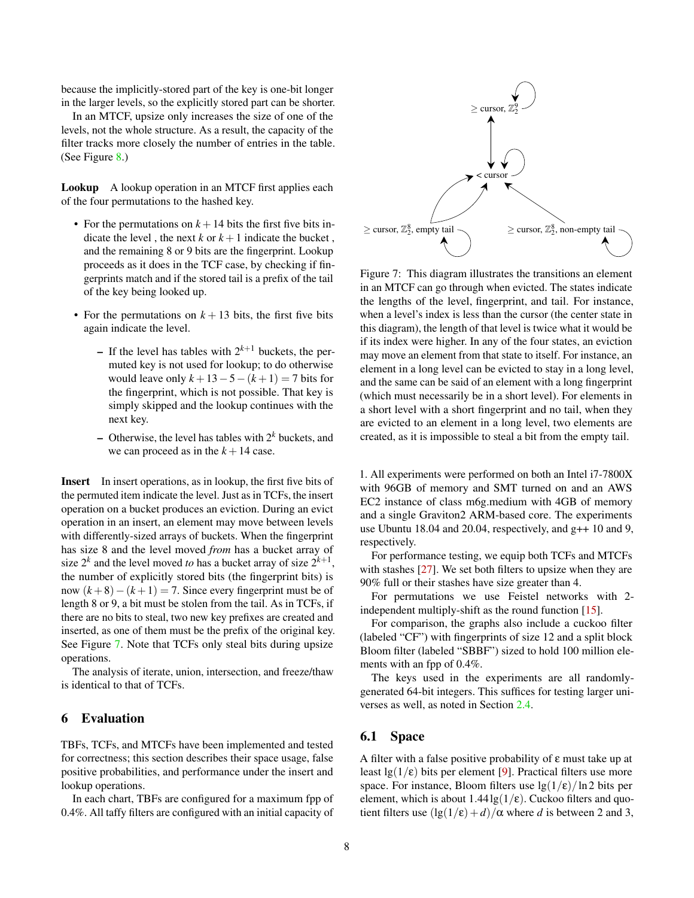because the implicitly-stored part of the key is one-bit longer in the larger levels, so the explicitly stored part can be shorter.

In an MTCF, upsize only increases the size of one of the levels, not the whole structure. As a result, the capacity of the filter tracks more closely the number of entries in the table. (See Figure 8.)

**Lookup** A lookup operation in an MTCF first applies each of the four permutations to the hashed key.

- For the permutations on $k+14$ bits the first five bits indicate the level , the next $k$ or $k+1$ indicate the bucket , and the remaining 8 or 9 bits are the fingerprint. Lookup proceeds as it does in the TCF case, by checking if fingerprints match and if the stored tail is a prefix of the tail of the key being looked up.
- For the permutations on $k+13$ bits, the first five bits again indicate the level.
  - If the level has tables with $2^{k+1}$ buckets, the permuted key is not used for lookup; to do otherwise would leave only $k+13-5-(k+1)=7$ bits for the fingerprint, which is not possible. That key is simply skipped and the lookup continues with the next key.
  - Otherwise, the level has tables with $2^k$ buckets, and we can proceed as in the $k+14$ case.

**Insert** In insert operations, as in lookup, the first five bits of the permuted item indicate the level. Just as in TCFs, the insert operation on a bucket produces an eviction. During an evict operation in an insert, an element may move between levels with differently-sized arrays of buckets. When the fingerprint has size 8 and the level moved *from* has a bucket array of size $2^k$ and the level moved *to* has a bucket array of size $2^{k+1}$, the number of explicitly stored bits (the fingerprint bits) is now $(k+8)-(k+1)=7$. Since every fingerprint must be of length 8 or 9, a bit must be stolen from the tail. As in TCFs, if there are no bits to steal, two new key prefixes are created and inserted, as one of them must be the prefix of the original key. See Figure 7. Note that TCFs only steal bits during upsize operations.

The analysis of iterate, union, intersection, and freeze/thaw is identical to that of TCFs.

## 6 Evaluation

TBFs, TCFs, and MTCFs have been implemented and tested for correctness; this section describes their space usage, false positive probabilities, and performance under the insert and lookup operations.

In each chart, TBFs are configured for a maximum fpp of 0.4%. All taffy filters are configured with an initial capacity of 1. All experiments were performed on both an Intel i7-7800X with 96GB of memory and SMT turned on and an AWS EC2 instance of class m6g.medium with 4GB of memory and a single Graviton2 ARM-based core. The experiments use Ubuntu 18.04 and 20.04, respectively, and g++ 10 and 9, respectively.

For performance testing, we equip both TCFs and MTCFs with stashes [27]. We set both filters to upsize when they are 90% full or their stashes have size greater than 4.

For permutations we use Feistel networks with 2-independent multiply-shift as the round function [15].

For comparison, the graphs also include a cuckoo filter (labeled "CF") with fingerprints of size 12 and a split block Bloom filter (labeled "SBBF") sized to hold 100 million elements with an fpp of 0.4%.

The keys used in the experiments are all randomly-generated 64-bit integers. This suffices for testing larger universes as well, as noted in Section 2.4.

Figure 7: This diagram illustrates the transitions an element in an MTCF can go through when evicted. The states indicate the lengths of the level, fingerprint, and tail. For instance, when a level's index is less than the cursor (the center state in this diagram), the length of that level is twice what it would be if its index were higher. In any of the four states, an eviction may move an element from that state to itself. For instance, an element in a long level can be evicted to stay in a long level, and the same can be said of an element with a long fingerprint (which must necessarily be in a short level). For elements in a short level with a short fingerprint and no tail, when they are evicted to an element in a long level, two elements are created, as it is impossible to steal a bit from the empty tail.

### 6.1 Space

A filter with a false positive probability of $\varepsilon$ must take up at least $\lg(1/\varepsilon)$ bits per element [9]. Practical filters use more space. For instance, Bloom filters use $\lg(1/\varepsilon)/\ln 2$ bits per element, which is about $1.44\lg(1/\varepsilon)$. Cuckoo filters and quotient filters use $(\lg(1/\varepsilon)+d)/\alpha$ where $d$ is between 2 and 3,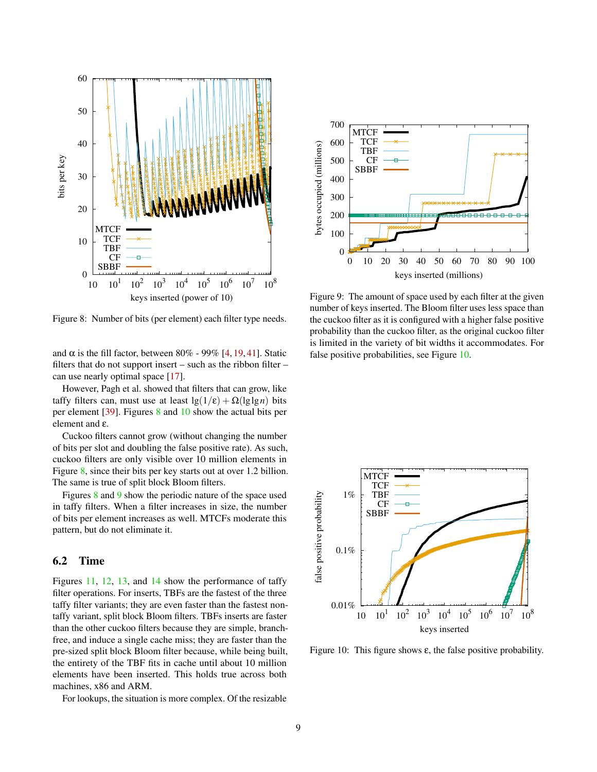Figure 8: Number of bits (per element) each filter type needs.

and α is the fill factor, between 80% - 99% [4, 19, 41]. Static filters that do not support insert – such as the ribbon filter – can use nearly optimal space [17].

However, Pagh et al. showed that filters that can grow, like taffy filters can, must use at least $\lg(1/\varepsilon) + \Omega(\lg\lg n)$ bits per element [39]. Figures 8 and 10 show the actual bits per element and ε.

Cuckoo filters cannot grow (without changing the number of bits per slot and doubling the false positive rate). As such, cuckoo filters are only visible over 10 million elements in Figure 8, since their bits per key starts out at over 1.2 billion. The same is true of split block Bloom filters.

Figures 8 and 9 show the periodic nature of the space used in taffy filters. When a filter increases in size, the number of bits per element increases as well. MTCFs moderate this pattern, but do not eliminate it.

## 6.2 Time

Figures 11, 12, 13, and 14 show the performance of taffy filter operations. For inserts, TBFs are the fastest of the three taffy filter variants; they are even faster than the fastest non-taffy variant, split block Bloom filters. TBFs inserts are faster than the other cuckoo filters because they are simple, branch-free, and induce a single cache miss; they are faster than the pre-sized split block Bloom filter because, while being built, the entirety of the TBF fits in cache until about 10 million elements have been inserted. This holds true across both machines, x86 and ARM.

For lookups, the situation is more complex. Of the resizable

Figure 9: The amount of space used by each filter at the given number of keys inserted. The Bloom filter uses less space than the cuckoo filter as it is configured with a higher false positive probability than the cuckoo filter, as the original cuckoo filter is limited in the variety of bit widths it accommodates. For false positive probabilities, see Figure 10.

Figure 10: This figure shows ε, the false positive probability.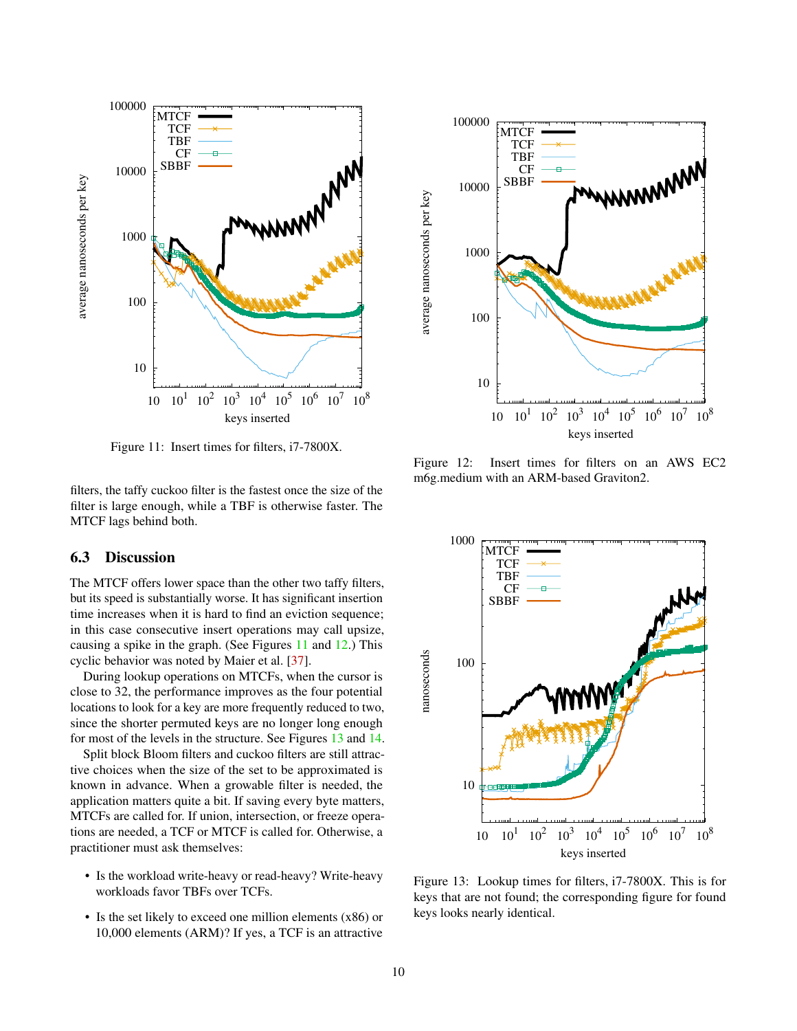Figure 11: Insert times for filters, i7-7800X.

Figure 12: Insert times for filters on an AWS EC2 m6g.medium with an ARM-based Graviton2.

filters, the taffy cuckoo filter is the fastest once the size of the filter is large enough, while a TBF is otherwise faster. The MTCF lags behind both.

### 6.3 Discussion

The MTCF offers lower space than the other two taffy filters, but its speed is substantially worse. It has significant insertion time increases when it is hard to find an eviction sequence; in this case consecutive insert operations may call upsize, causing a spike in the graph. (See Figures 11 and 12.) This cyclic behavior was noted by Maier et al. [37].

During lookup operations on MTCFs, when the cursor is close to 32, the performance improves as the four potential locations to look for a key are more frequently reduced to two, since the shorter permuted keys are no longer long enough for most of the levels in the structure. See Figures 13 and 14.

Split block Bloom filters and cuckoo filters are still attractive choices when the size of the set to be approximated is known in advance. When a growable filter is needed, the application matters quite a bit. If saving every byte matters, MTCFs are called for. If union, intersection, or freeze operations are needed, a TCF or MTCF is called for. Otherwise, a practitioner must ask themselves:

- Is the workload write-heavy or read-heavy? Write-heavy workloads favor TBFs over TCFs.
- Is the set likely to exceed one million elements (x86) or 10,000 elements (ARM)? If yes, a TCF is an attractive

Figure 13: Lookup times for filters, i7-7800X. This is for keys that are not found; the corresponding figure for found keys looks nearly identical.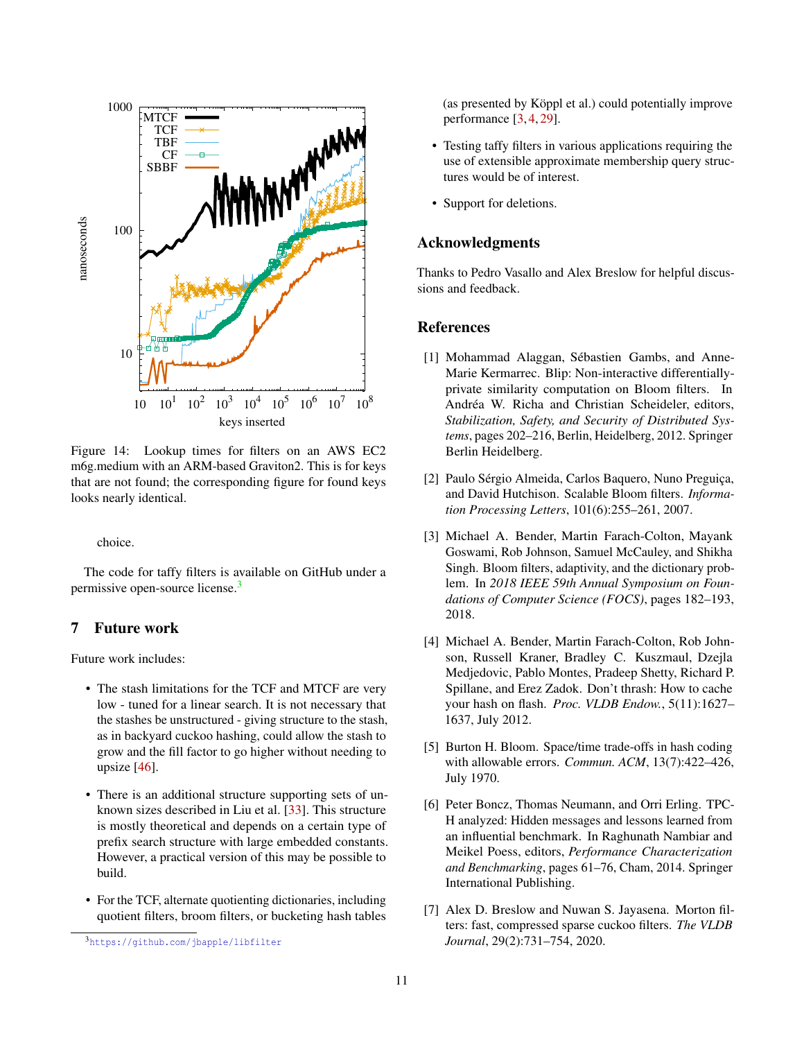Figure 14: Lookup times for filters on an AWS EC2 m6g.medium with an ARM-based Graviton2. This is for keys that are not found; the corresponding figure for found keys looks nearly identical.

choice.

The code for taffy filters is available on GitHub under a permissive open-source license.[3]

## 7 Future work

Future work includes:

- The stash limitations for the TCF and MTCF are very low - tuned for a linear search. It is not necessary that the stashes be unstructured - giving structure to the stash, as in backyard cuckoo hashing, could allow the stash to grow and the fill factor to go higher without needing to upsize [46].
- There is an additional structure supporting sets of unknown sizes described in Liu et al. [33]. This structure is mostly theoretical and depends on a certain type of prefix search structure with large embedded constants. However, a practical version of this may be possible to build.
- For the TCF, alternate quotienting dictionaries, including quotient filters, broom filters, or bucketing hash tables (as presented by Köppl et al.) could potentially improve performance [3, 4, 29].
- Testing taffy filters in various applications requiring the use of extensible approximate membership query structures would be of interest.
- Support for deletions.

[3] https://github.com/jbapple/libfilter

## Acknowledgments

Thanks to Pedro Vasallo and Alex Breslow for helpful discussions and feedback.

## References

[1] Mohammad Alaggan, Sébastien Gambs, and Anne-Marie Kermarrec. Blip: Non-interactive differentially-private similarity computation on Bloom filters. In Andréa W. Richa and Christian Scheideler, editors, *Stabilization, Safety, and Security of Distributed Systems*, pages 202–216, Berlin, Heidelberg, 2012. Springer Berlin Heidelberg.

[2] Paulo Sérgio Almeida, Carlos Baquero, Nuno Preguiça, and David Hutchison. Scalable Bloom filters. *Information Processing Letters*, 101(6):255–261, 2007.

[3] Michael A. Bender, Martin Farach-Colton, Mayank Goswami, Rob Johnson, Samuel McCauley, and Shikha Singh. Bloom filters, adaptivity, and the dictionary problem. In *2018 IEEE 59th Annual Symposium on Foundations of Computer Science (FOCS)*, pages 182–193, 2018.

[4] Michael A. Bender, Martin Farach-Colton, Rob Johnson, Russell Kraner, Bradley C. Kuszmaul, Dzejla Medjedovic, Pablo Montes, Pradeep Shetty, Richard P. Spillane, and Erez Zadok. Don't thrash: How to cache your hash on flash. *Proc. VLDB Endow.*, 5(11):1627–1637, July 2012.

[5] Burton H. Bloom. Space/time trade-offs in hash coding with allowable errors. *Commun. ACM*, 13(7):422–426, July 1970.

[6] Peter Boncz, Thomas Neumann, and Orri Erling. TPC-H analyzed: Hidden messages and lessons learned from an influential benchmark. In Raghunath Nambiar and Meikel Poess, editors, *Performance Characterization and Benchmarking*, pages 61–76, Cham, 2014. Springer International Publishing.

[7] Alex D. Breslow and Nuwan S. Jayasena. Morton filters: fast, compressed sparse cuckoo filters. *The VLDB Journal*, 29(2):731–754, 2020.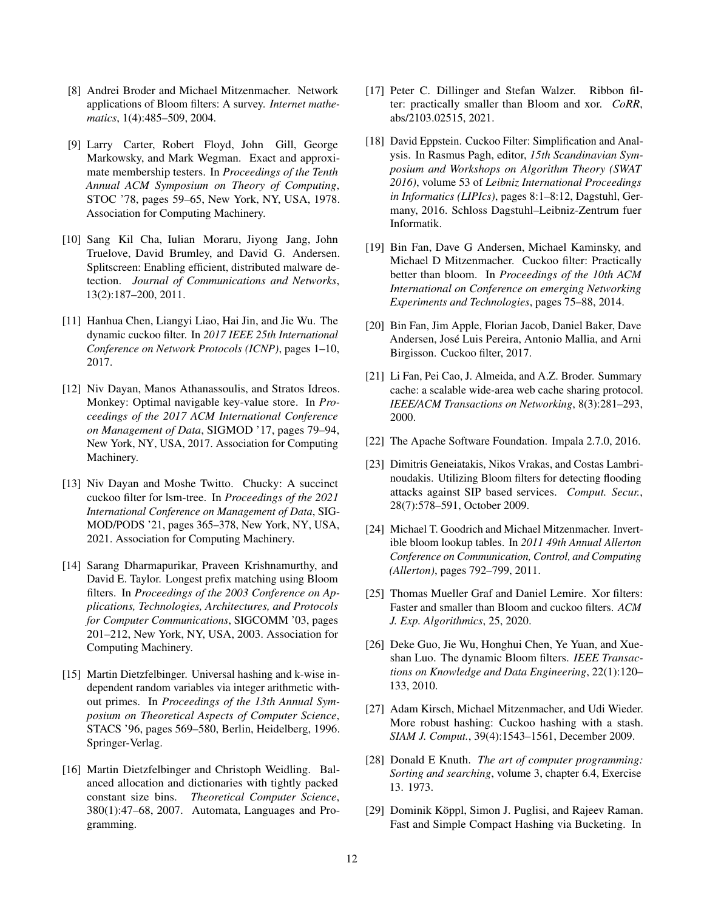[8] Andrei Broder and Michael Mitzenmacher. Network applications of Bloom filters: A survey. *Internet mathematics*, 1(4):485–509, 2004.

[9] Larry Carter, Robert Floyd, John Gill, George Markowsky, and Mark Wegman. Exact and approximate membership testers. In *Proceedings of the Tenth Annual ACM Symposium on Theory of Computing*, STOC '78, pages 59–65, New York, NY, USA, 1978. Association for Computing Machinery.

[10] Sang Kil Cha, Iulian Moraru, Jiyong Jang, John Truelove, David Brumley, and David G. Andersen. Splitscreen: Enabling efficient, distributed malware detection. *Journal of Communications and Networks*, 13(2):187–200, 2011.

[11] Hanhua Chen, Liangyi Liao, Hai Jin, and Jie Wu. The dynamic cuckoo filter. In *2017 IEEE 25th International Conference on Network Protocols (ICNP)*, pages 1–10, 2017.

[12] Niv Dayan, Manos Athanassoulis, and Stratos Idreos. Monkey: Optimal navigable key-value store. In *Proceedings of the 2017 ACM International Conference on Management of Data*, SIGMOD '17, pages 79–94, New York, NY, USA, 2017. Association for Computing Machinery.

[13] Niv Dayan and Moshe Twitto. Chucky: A succinct cuckoo filter for lsm-tree. In *Proceedings of the 2021 International Conference on Management of Data*, SIGMOD/PODS '21, pages 365–378, New York, NY, USA, 2021. Association for Computing Machinery.

[14] Sarang Dharmapurikar, Praveen Krishnamurthy, and David E. Taylor. Longest prefix matching using Bloom filters. In *Proceedings of the 2003 Conference on Applications, Technologies, Architectures, and Protocols for Computer Communications*, SIGCOMM '03, pages 201–212, New York, NY, USA, 2003. Association for Computing Machinery.

[15] Martin Dietzfelbinger. Universal hashing and k-wise independent random variables via integer arithmetic without primes. In *Proceedings of the 13th Annual Symposium on Theoretical Aspects of Computer Science*, STACS '96, pages 569–580, Berlin, Heidelberg, 1996. Springer-Verlag.

[16] Martin Dietzfelbinger and Christoph Weidling. Balanced allocation and dictionaries with tightly packed constant size bins. *Theoretical Computer Science*, 380(1):47–68, 2007. Automata, Languages and Programming.

[17] Peter C. Dillinger and Stefan Walzer. Ribbon filter: practically smaller than Bloom and xor. *CoRR*, abs/2103.02515, 2021.

[18] David Eppstein. Cuckoo Filter: Simplification and Analysis. In Rasmus Pagh, editor, *15th Scandinavian Symposium and Workshops on Algorithm Theory (SWAT 2016)*, volume 53 of *Leibniz International Proceedings in Informatics (LIPIcs)*, pages 8:1–8:12, Dagstuhl, Germany, 2016. Schloss Dagstuhl–Leibniz-Zentrum fuer Informatik.

[19] Bin Fan, Dave G Andersen, Michael Kaminsky, and Michael D Mitzenmacher. Cuckoo filter: Practically better than bloom. In *Proceedings of the 10th ACM International on Conference on emerging Networking Experiments and Technologies*, pages 75–88, 2014.

[20] Bin Fan, Jim Apple, Florian Jacob, Daniel Baker, Dave Andersen, José Luis Pereira, Antonio Mallia, and Arni Birgisson. Cuckoo filter, 2017.

[21] Li Fan, Pei Cao, J. Almeida, and A.Z. Broder. Summary cache: a scalable wide-area web cache sharing protocol. *IEEE/ACM Transactions on Networking*, 8(3):281–293, 2000.

[22] The Apache Software Foundation. Impala 2.7.0, 2016.

[23] Dimitris Geneiatakis, Nikos Vrakas, and Costas Lambrinoudakis. Utilizing Bloom filters for detecting flooding attacks against SIP based services. *Comput. Secur.*, 28(7):578–591, October 2009.

[24] Michael T. Goodrich and Michael Mitzenmacher. Invertible bloom lookup tables. In *2011 49th Annual Allerton Conference on Communication, Control, and Computing (Allerton)*, pages 792–799, 2011.

[25] Thomas Mueller Graf and Daniel Lemire. Xor filters: Faster and smaller than Bloom and cuckoo filters. *ACM J. Exp. Algorithmics*, 25, 2020.

[26] Deke Guo, Jie Wu, Honghui Chen, Ye Yuan, and Xueshan Luo. The dynamic Bloom filters. *IEEE Transactions on Knowledge and Data Engineering*, 22(1):120–133, 2010.

[27] Adam Kirsch, Michael Mitzenmacher, and Udi Wieder. More robust hashing: Cuckoo hashing with a stash. *SIAM J. Comput.*, 39(4):1543–1561, December 2009.

[28] Donald E Knuth. *The art of computer programming: Sorting and searching*, volume 3, chapter 6.4, Exercise 13. 1973.

[29] Dominik Köppl, Simon J. Puglisi, and Rajeev Raman. Fast and Simple Compact Hashing via Bucketing. In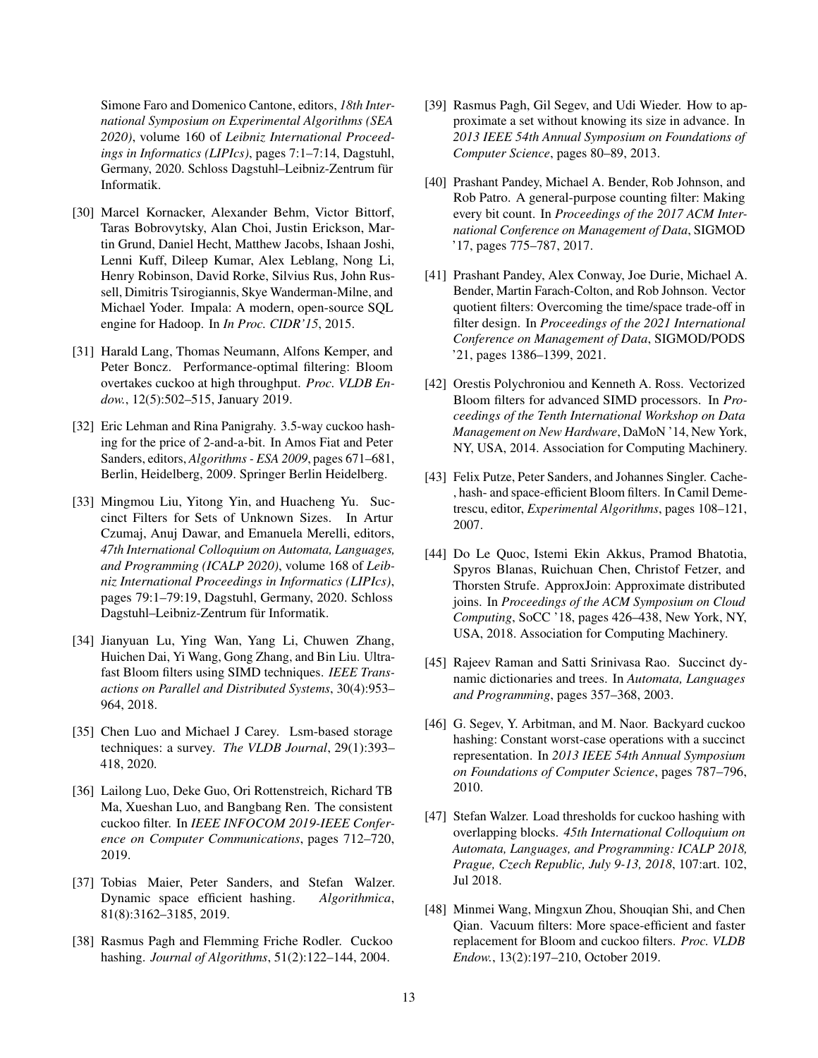Simone Faro and Domenico Cantone, editors, *18th International Symposium on Experimental Algorithms (SEA 2020)*, volume 160 of *Leibniz International Proceedings in Informatics (LIPIcs)*, pages 7:1–7:14, Dagstuhl, Germany, 2020. Schloss Dagstuhl–Leibniz-Zentrum für Informatik.

[30] Marcel Kornacker, Alexander Behm, Victor Bittorf, Taras Bobrovytsky, Alan Choi, Justin Erickson, Martin Grund, Daniel Hecht, Matthew Jacobs, Ishaan Joshi, Lenni Kuff, Dileep Kumar, Alex Leblang, Nong Li, Henry Robinson, David Rorke, Silvius Rus, John Russell, Dimitris Tsirogiannis, Skye Wanderman-Milne, and Michael Yoder. Impala: A modern, open-source SQL engine for Hadoop. In *In Proc. CIDR'15*, 2015.

[31] Harald Lang, Thomas Neumann, Alfons Kemper, and Peter Boncz. Performance-optimal filtering: Bloom overtakes cuckoo at high throughput. *Proc. VLDB Endow.*, 12(5):502–515, January 2019.

[32] Eric Lehman and Rina Panigrahy. 3.5-way cuckoo hashing for the price of 2-and-a-bit. In Amos Fiat and Peter Sanders, editors, *Algorithms - ESA 2009*, pages 671–681, Berlin, Heidelberg, 2009. Springer Berlin Heidelberg.

[33] Mingmou Liu, Yitong Yin, and Huacheng Yu. Succinct Filters for Sets of Unknown Sizes. In Artur Czumaj, Anuj Dawar, and Emanuela Merelli, editors, *47th International Colloquium on Automata, Languages, and Programming (ICALP 2020)*, volume 168 of *Leibniz International Proceedings in Informatics (LIPIcs)*, pages 79:1–79:19, Dagstuhl, Germany, 2020. Schloss Dagstuhl–Leibniz-Zentrum für Informatik.

[34] Jianyuan Lu, Ying Wan, Yang Li, Chuwen Zhang, Huichen Dai, Yi Wang, Gong Zhang, and Bin Liu. Ultra-fast Bloom filters using SIMD techniques. *IEEE Transactions on Parallel and Distributed Systems*, 30(4):953–964, 2018.

[35] Chen Luo and Michael J Carey. Lsm-based storage techniques: a survey. *The VLDB Journal*, 29(1):393–418, 2020.

[36] Lailong Luo, Deke Guo, Ori Rottenstreich, Richard TB Ma, Xueshan Luo, and Bangbang Ren. The consistent cuckoo filter. In *IEEE INFOCOM 2019-IEEE Conference on Computer Communications*, pages 712–720, 2019.

[37] Tobias Maier, Peter Sanders, and Stefan Walzer. Dynamic space efficient hashing. *Algorithmica*, 81(8):3162–3185, 2019.

[38] Rasmus Pagh and Flemming Friche Rodler. Cuckoo hashing. *Journal of Algorithms*, 51(2):122–144, 2004.

[39] Rasmus Pagh, Gil Segev, and Udi Wieder. How to approximate a set without knowing its size in advance. In *2013 IEEE 54th Annual Symposium on Foundations of Computer Science*, pages 80–89, 2013.

[40] Prashant Pandey, Michael A. Bender, Rob Johnson, and Rob Patro. A general-purpose counting filter: Making every bit count. In *Proceedings of the 2017 ACM International Conference on Management of Data*, SIGMOD '17, pages 775–787, 2017.

[41] Prashant Pandey, Alex Conway, Joe Durie, Michael A. Bender, Martin Farach-Colton, and Rob Johnson. Vector quotient filters: Overcoming the time/space trade-off in filter design. In *Proceedings of the 2021 International Conference on Management of Data*, SIGMOD/PODS '21, pages 1386–1399, 2021.

[42] Orestis Polychroniou and Kenneth A. Ross. Vectorized Bloom filters for advanced SIMD processors. In *Proceedings of the Tenth International Workshop on Data Management on New Hardware*, DaMoN '14, New York, NY, USA, 2014. Association for Computing Machinery.

[43] Felix Putze, Peter Sanders, and Johannes Singler. Cache-, hash- and space-efficient Bloom filters. In Camil Demetrescu, editor, *Experimental Algorithms*, pages 108–121, 2007.

[44] Do Le Quoc, Istemi Ekin Akkus, Pramod Bhatotia, Spyros Blanas, Ruichuan Chen, Christof Fetzer, and Thorsten Strufe. ApproxJoin: Approximate distributed joins. In *Proceedings of the ACM Symposium on Cloud Computing*, SoCC '18, pages 426–438, New York, NY, USA, 2018. Association for Computing Machinery.

[45] Rajeev Raman and Satti Srinivasa Rao. Succinct dynamic dictionaries and trees. In *Automata, Languages and Programming*, pages 357–368, 2003.

[46] G. Segev, Y. Arbitman, and M. Naor. Backyard cuckoo hashing: Constant worst-case operations with a succinct representation. In *2013 IEEE 54th Annual Symposium on Foundations of Computer Science*, pages 787–796, 2010.

[47] Stefan Walzer. Load thresholds for cuckoo hashing with overlapping blocks. *45th International Colloquium on Automata, Languages, and Programming: ICALP 2018, Prague, Czech Republic, July 9-13, 2018*, 107:art. 102, Jul 2018.

[48] Minmei Wang, Mingxun Zhou, Shouqian Shi, and Chen Qian. Vacuum filters: More space-efficient and faster replacement for Bloom and cuckoo filters. *Proc. VLDB Endow.*, 13(2):197–210, October 2019.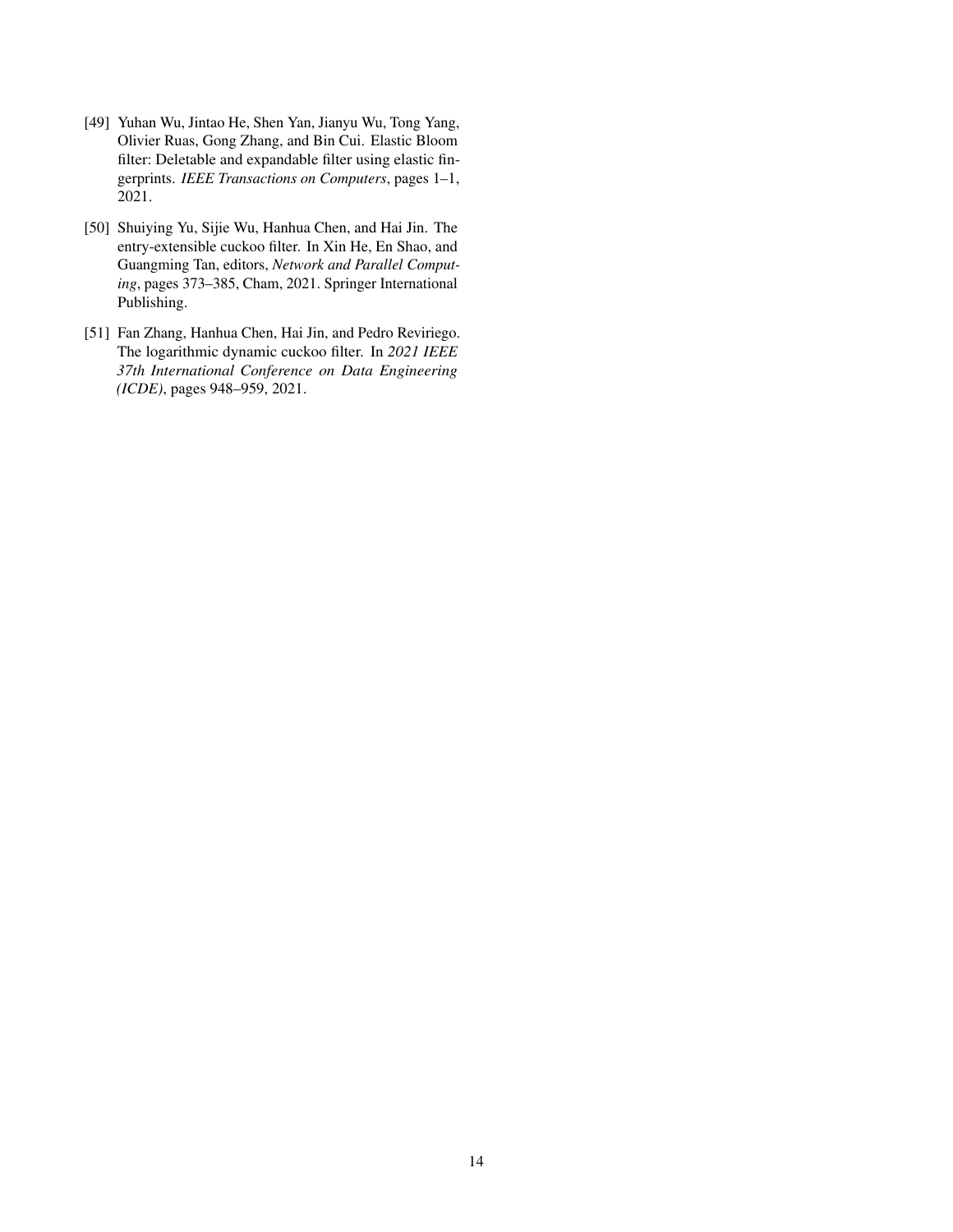[49] Yuhan Wu, Jintao He, Shen Yan, Jianyu Wu, Tong Yang, Olivier Ruas, Gong Zhang, and Bin Cui. Elastic Bloom filter: Deletable and expandable filter using elastic fingerprints. *IEEE Transactions on Computers*, pages 1–1, 2021.

[50] Shuiying Yu, Sijie Wu, Hanhua Chen, and Hai Jin. The entry-extensible cuckoo filter. In Xin He, En Shao, and Guangming Tan, editors, *Network and Parallel Computing*, pages 373–385, Cham, 2021. Springer International Publishing.

[51] Fan Zhang, Hanhua Chen, Hai Jin, and Pedro Reviriego. The logarithmic dynamic cuckoo filter. In *2021 IEEE 37th International Conference on Data Engineering (ICDE)*, pages 948–959, 2021.